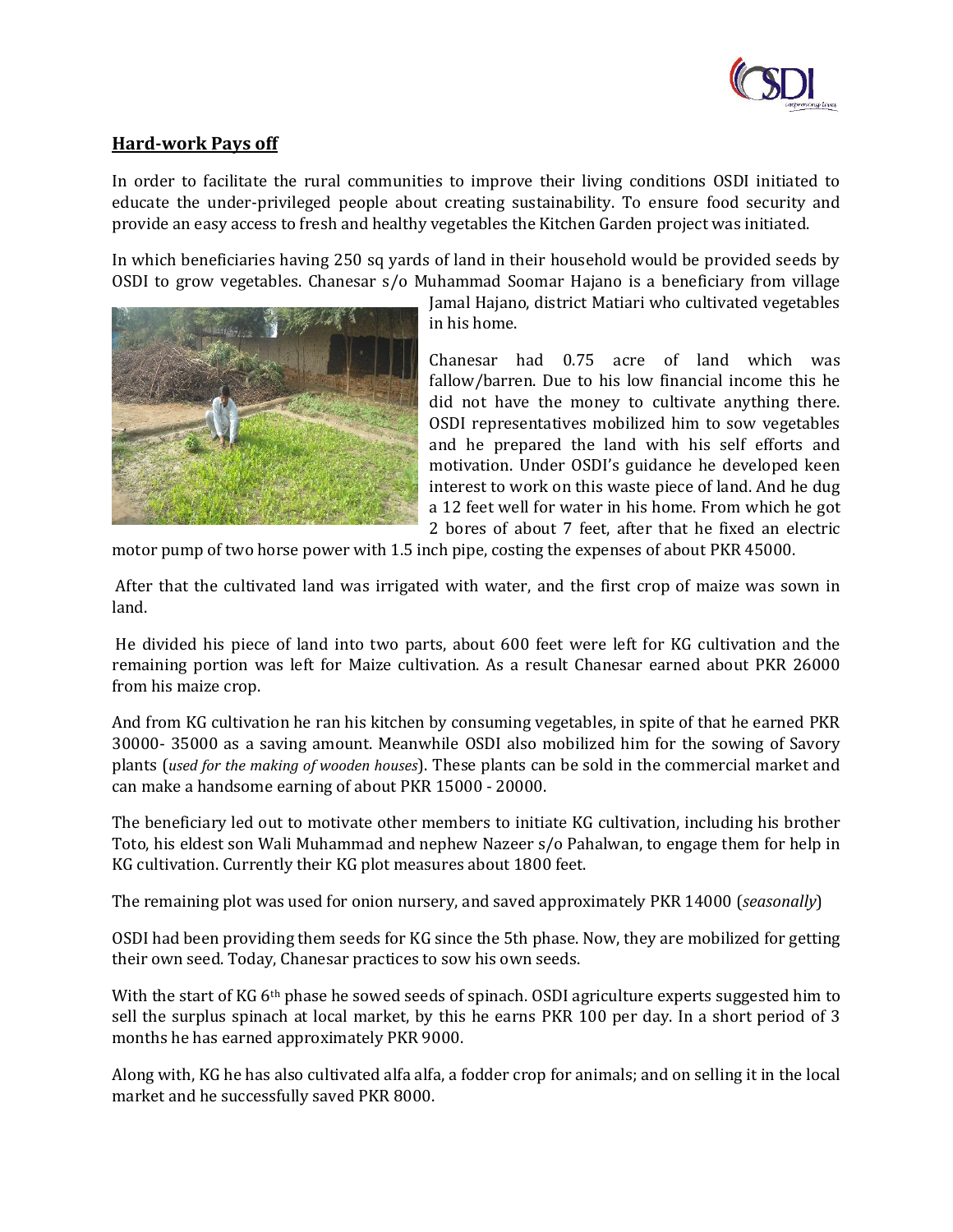## Hard-work Pays off

In order to facilitate the rural communities to improve their living conditions OSDI initiated to educate the under-privileged people about creating sustainability. To ensure food security and provide an easy access to fresh and healthy vegetables the Kitchen Garden project was initiated.

In which beneficiaries having 250 sq yards of land in their household would be provided seeds by OSDI to grow vegetables. Chanesar s/o Muhammad Soomar Hajano is a beneficiary from village Jamal Hajano, district Matiari who cultivated vegetables in his home.

Chanesar had 0.75 acre of land which was fallow/barren. Due to his low financial income this he did not have the money to cultivate anything there. OSDI representatives mobilized him to sow vegetables and he prepared the land with his self efforts and motivation. Under OSDI's guidance he developed keen interest to work on this waste piece of land. And he dug a 12 feet well for water in his home. From which he got 2 bores of about 7 feet, after that he fixed an electric motor pump of two horse power with 1.5 inch pipe, costing the expenses of about PKR 45000.

After that the cultivated land was irrigated with water, and the first crop of maize was sown in land.

He divided his piece of land into two parts, about 600 feet were left for KG cultivation and the remaining portion was left for Maize cultivation. As a result Chanesar earned about PKR 26000 from his maize crop.

And from KG cultivation he ran his kitchen by consuming vegetables, in spite of that he earned PKR 30000- 35000 as a saving amount. Meanwhile OSDI also mobilized him for the sowing of Savory plants (*used for the making of wooden houses*). These plants can be sold in the commercial market and can make a handsome earning of about PKR 15000 - 20000.

The beneficiary led out to motivate other members to initiate KG cultivation, including his brother Toto, his eldest son Wali Muhammad and nephew Nazeer s/o Pahalwan, to engage them for help in KG cultivation. Currently their KG plot measures about 1800 feet.

The remaining plot was used for onion nursery, and saved approximately PKR 14000 (*seasonally*)

OSDI had been providing them seeds for KG since the 5th phase. Now, they are mobilized for getting their own seed. Today, Chanesar practices to sow his own seeds.

With the start of KG 6th phase he sowed seeds of spinach. OSDI agriculture experts suggested him to sell the surplus spinach at local market, by this he earns PKR 100 per day. In a short period of 3 months he has earned approximately PKR 9000.

Along with, KG he has also cultivated alfa alfa, a fodder crop for animals; and on selling it in the local market and he successfully saved PKR 8000.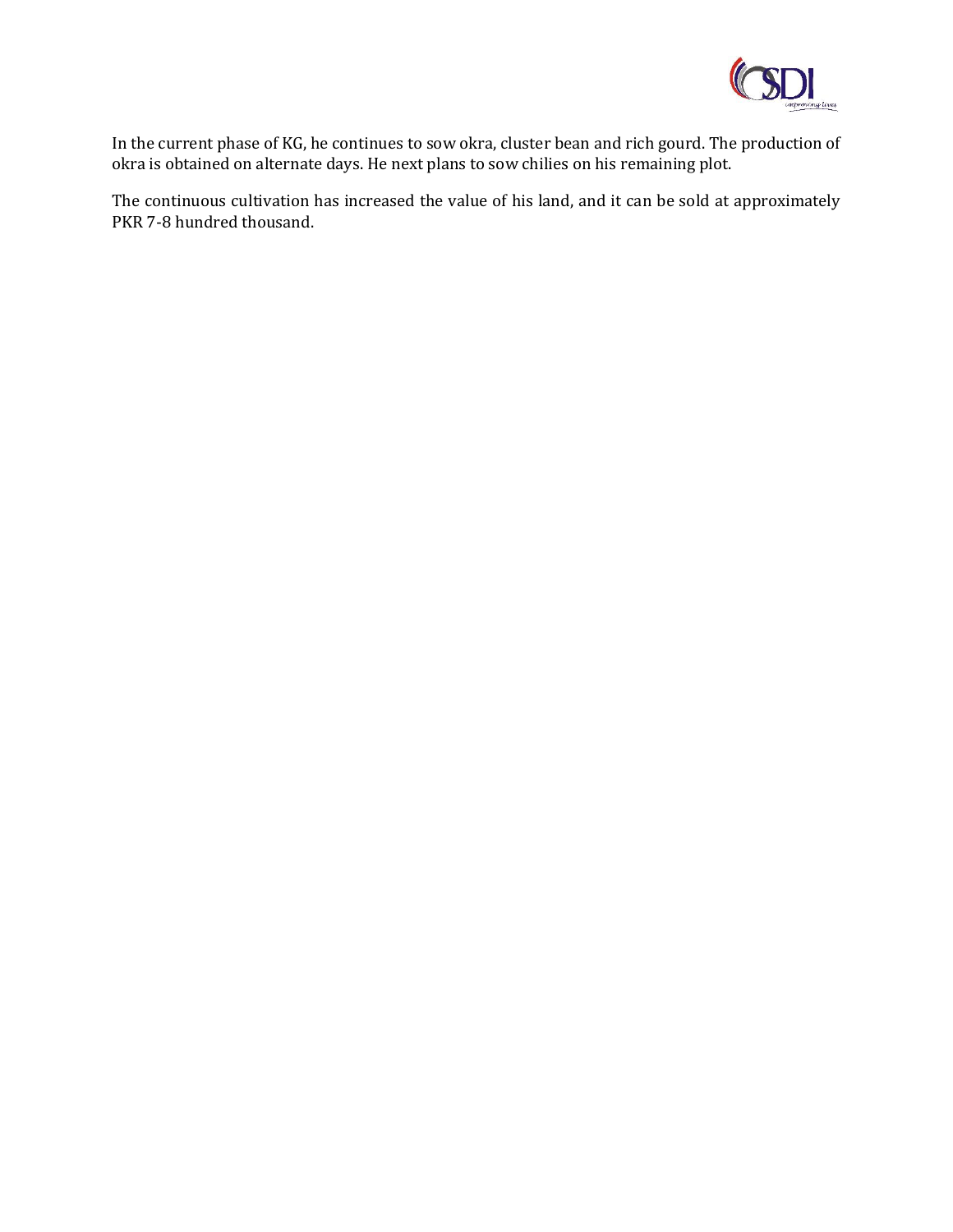In the current phase of KG, he continues to sow okra, cluster bean and rich gourd. The production of okra is obtained on alternate days. He next plans to sow chilies on his remaining plot.

The continuous cultivation has increased the value of his land, and it can be sold at approximately PKR 7-8 hundred thousand.